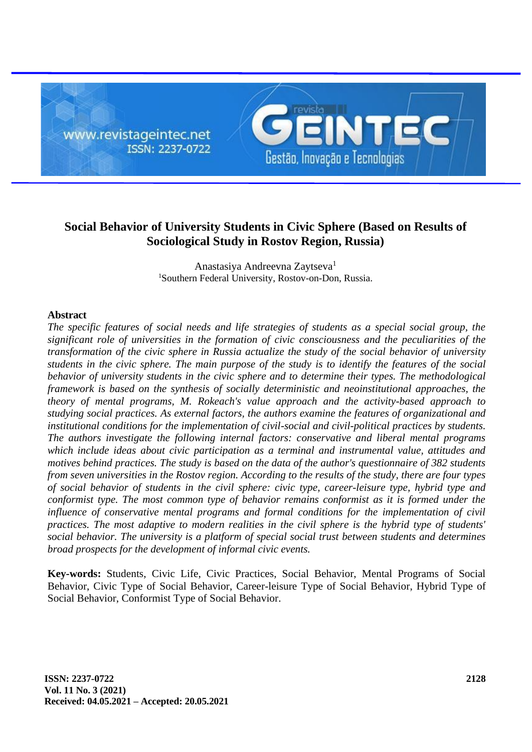# Social Behavior of University Students in Civic Sphere (Based on Results of Sociological Study in Rostov Region, Russia)

Anastasiya Andreevna Zaytseva[1]

[1]Southern Federal University, Rostov-on-Don, Russia.

**Abstract**

*The specific features of social needs and life strategies of students as a special social group, the significant role of universities in the formation of civic consciousness and the peculiarities of the transformation of the civic sphere in Russia actualize the study of the social behavior of university students in the civic sphere. The main purpose of the study is to identify the features of the social behavior of university students in the civic sphere and to determine their types. The methodological framework is based on the synthesis of socially deterministic and neoinstitutional approaches, the theory of mental programs, M. Rokeach's value approach and the activity-based approach to studying social practices. As external factors, the authors examine the features of organizational and institutional conditions for the implementation of civil-social and civil-political practices by students. The authors investigate the following internal factors: conservative and liberal mental programs which include ideas about civic participation as a terminal and instrumental value, attitudes and motives behind practices. The study is based on the data of the author's questionnaire of 382 students from seven universities in the Rostov region. According to the results of the study, there are four types of social behavior of students in the civil sphere: civic type, career-leisure type, hybrid type and conformist type. The most common type of behavior remains conformist as it is formed under the influence of conservative mental programs and formal conditions for the implementation of civil practices. The most adaptive to modern realities in the civil sphere is the hybrid type of students' social behavior. The university is a platform of special social trust between students and determines broad prospects for the development of informal civic events.*

**Key-words:** Students, Civic Life, Civic Practices, Social Behavior, Mental Programs of Social Behavior, Civic Type of Social Behavior, Career-leisure Type of Social Behavior, Hybrid Type of Social Behavior, Conformist Type of Social Behavior.

**Received: 04.05.2021 – Accepted: 20.05.2021**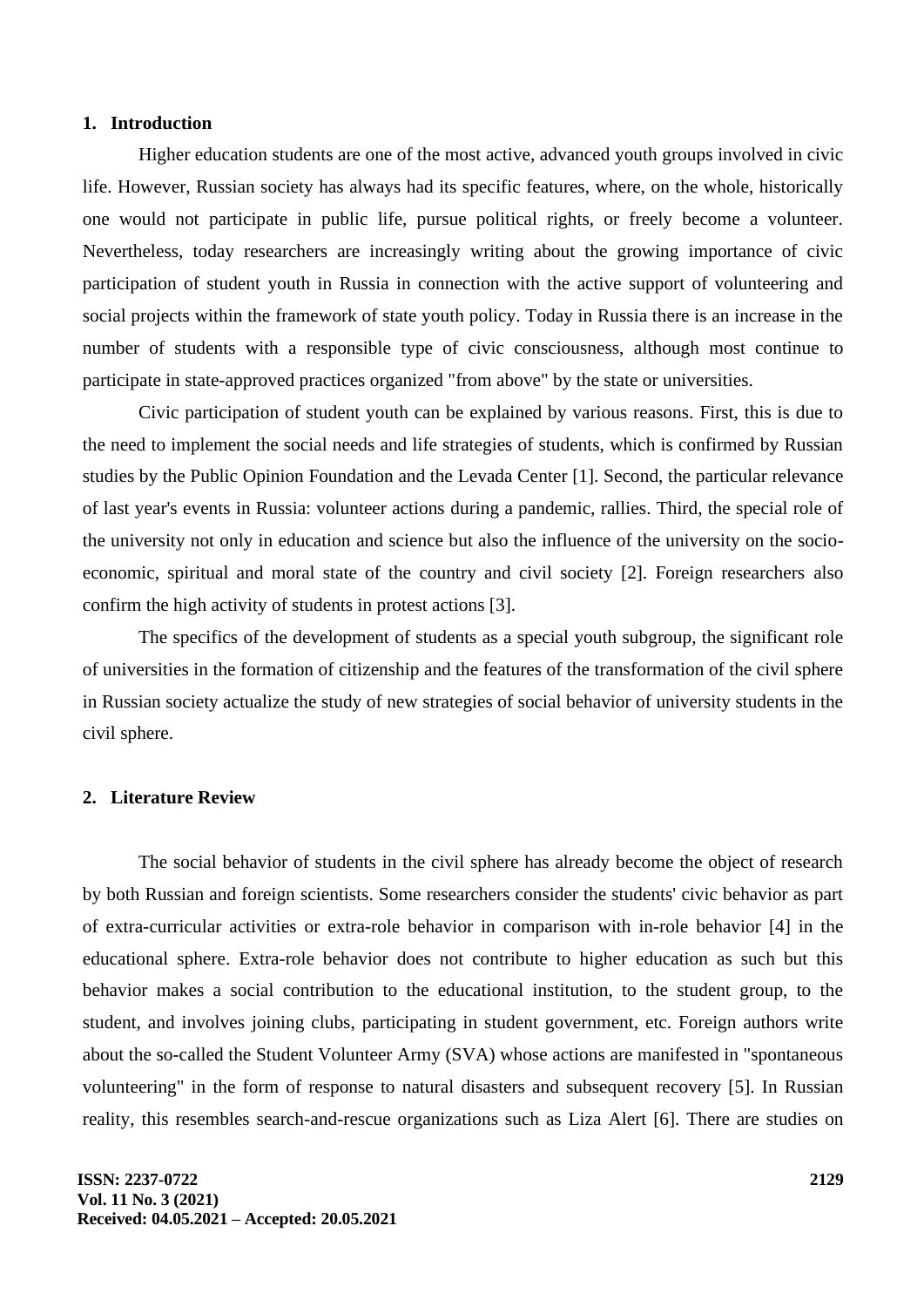## 1. Introduction

Higher education students are one of the most active, advanced youth groups involved in civic life. However, Russian society has always had its specific features, where, on the whole, historically one would not participate in public life, pursue political rights, or freely become a volunteer. Nevertheless, today researchers are increasingly writing about the growing importance of civic participation of student youth in Russia in connection with the active support of volunteering and social projects within the framework of state youth policy. Today in Russia there is an increase in the number of students with a responsible type of civic consciousness, although most continue to participate in state-approved practices organized "from above" by the state or universities.

Civic participation of student youth can be explained by various reasons. First, this is due to the need to implement the social needs and life strategies of students, which is confirmed by Russian studies by the Public Opinion Foundation and the Levada Center [1]. Second, the particular relevance of last year's events in Russia: volunteer actions during a pandemic, rallies. Third, the special role of the university not only in education and science but also the influence of the university on the socio-economic, spiritual and moral state of the country and civil society [2]. Foreign researchers also confirm the high activity of students in protest actions [3].

The specifics of the development of students as a special youth subgroup, the significant role of universities in the formation of citizenship and the features of the transformation of the civil sphere in Russian society actualize the study of new strategies of social behavior of university students in the civil sphere.

## 2. Literature Review

The social behavior of students in the civil sphere has already become the object of research by both Russian and foreign scientists. Some researchers consider the students' civic behavior as part of extra-curricular activities or extra-role behavior in comparison with in-role behavior [4] in the educational sphere. Extra-role behavior does not contribute to higher education as such but this behavior makes a social contribution to the educational institution, to the student group, to the student, and involves joining clubs, participating in student government, etc. Foreign authors write about the so-called the Student Volunteer Army (SVA) whose actions are manifested in "spontaneous volunteering" in the form of response to natural disasters and subsequent recovery [5]. In Russian reality, this resembles search-and-rescue organizations such as Liza Alert [6]. There are studies on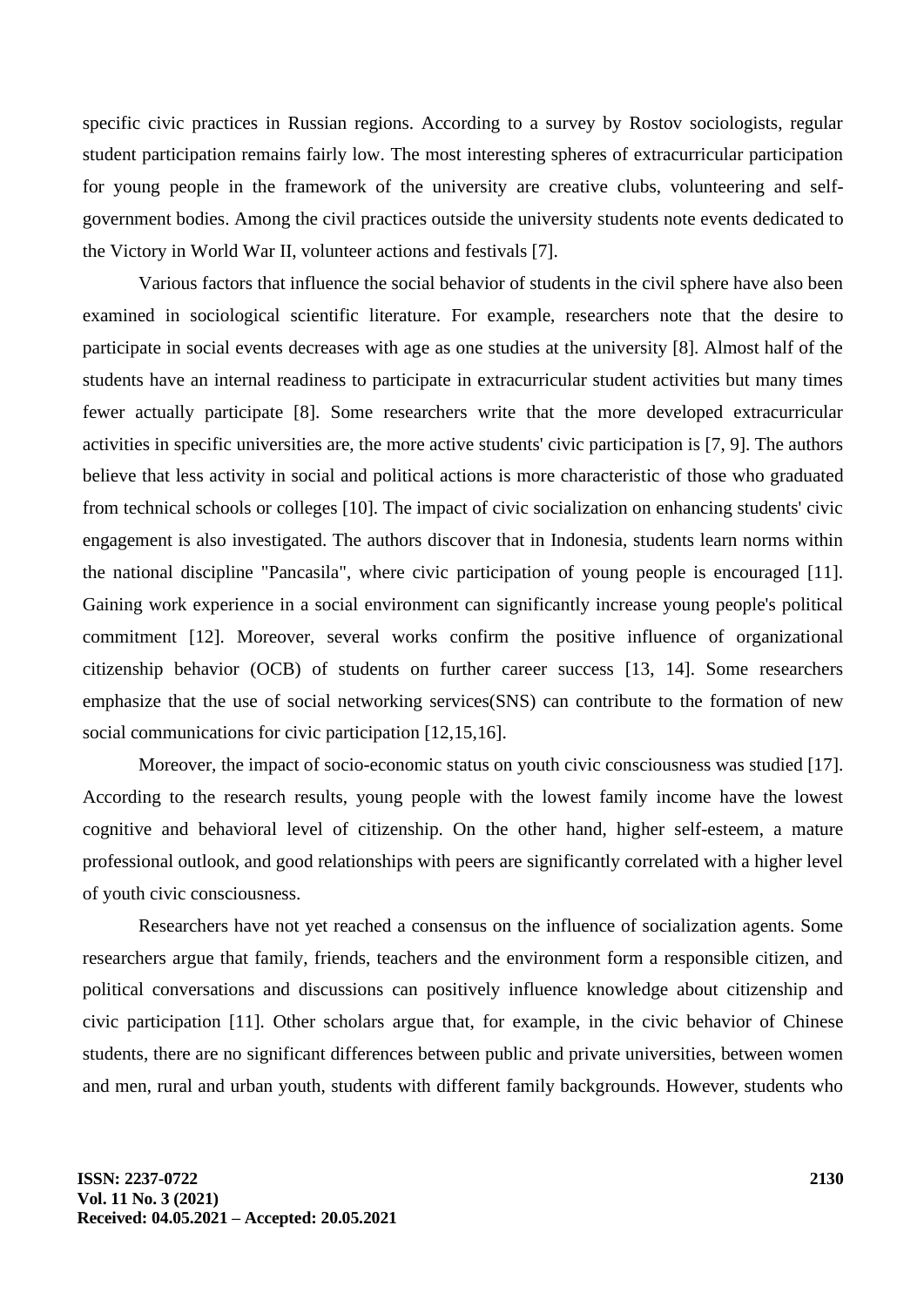specific civic practices in Russian regions. According to a survey by Rostov sociologists, regular student participation remains fairly low. The most interesting spheres of extracurricular participation for young people in the framework of the university are creative clubs, volunteering and self-government bodies. Among the civil practices outside the university students note events dedicated to the Victory in World War II, volunteer actions and festivals [7].

Various factors that influence the social behavior of students in the civil sphere have also been examined in sociological scientific literature. For example, researchers note that the desire to participate in social events decreases with age as one studies at the university [8]. Almost half of the students have an internal readiness to participate in extracurricular student activities but many times fewer actually participate [8]. Some researchers write that the more developed extracurricular activities in specific universities are, the more active students' civic participation is [7, 9]. The authors believe that less activity in social and political actions is more characteristic of those who graduated from technical schools or colleges [10]. The impact of civic socialization on enhancing students' civic engagement is also investigated. The authors discover that in Indonesia, students learn norms within the national discipline "Pancasila", where civic participation of young people is encouraged [11]. Gaining work experience in a social environment can significantly increase young people's political commitment [12]. Moreover, several works confirm the positive influence of organizational citizenship behavior (OCB) of students on further career success [13, 14]. Some researchers emphasize that the use of social networking services(SNS) can contribute to the formation of new social communications for civic participation [12,15,16].

Moreover, the impact of socio-economic status on youth civic consciousness was studied [17]. According to the research results, young people with the lowest family income have the lowest cognitive and behavioral level of citizenship. On the other hand, higher self-esteem, a mature professional outlook, and good relationships with peers are significantly correlated with a higher level of youth civic consciousness.

Researchers have not yet reached a consensus on the influence of socialization agents. Some researchers argue that family, friends, teachers and the environment form a responsible citizen, and political conversations and discussions can positively influence knowledge about citizenship and civic participation [11]. Other scholars argue that, for example, in the civic behavior of Chinese students, there are no significant differences between public and private universities, between women and men, rural and urban youth, students with different family backgrounds. However, students who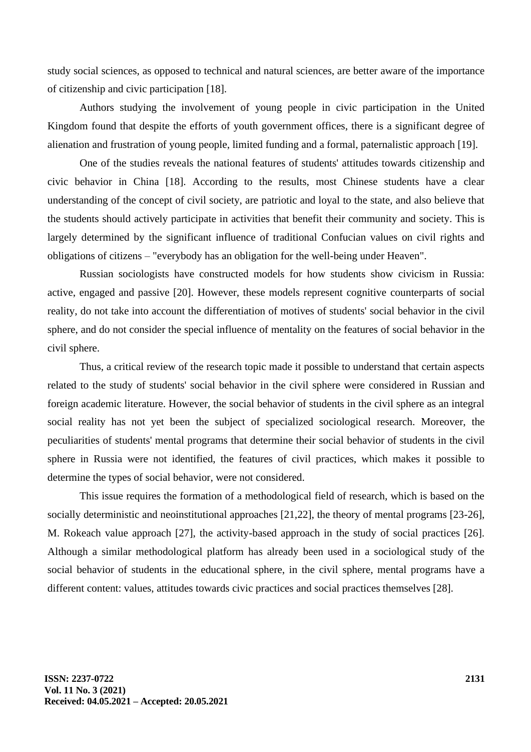study social sciences, as opposed to technical and natural sciences, are better aware of the importance of citizenship and civic participation [18].

Authors studying the involvement of young people in civic participation in the United Kingdom found that despite the efforts of youth government offices, there is a significant degree of alienation and frustration of young people, limited funding and a formal, paternalistic approach [19].

One of the studies reveals the national features of students' attitudes towards citizenship and civic behavior in China [18]. According to the results, most Chinese students have a clear understanding of the concept of civil society, are patriotic and loyal to the state, and also believe that the students should actively participate in activities that benefit their community and society. This is largely determined by the significant influence of traditional Confucian values on civil rights and obligations of citizens – "everybody has an obligation for the well-being under Heaven".

Russian sociologists have constructed models for how students show civicism in Russia: active, engaged and passive [20]. However, these models represent cognitive counterparts of social reality, do not take into account the differentiation of motives of students' social behavior in the civil sphere, and do not consider the special influence of mentality on the features of social behavior in the civil sphere.

Thus, a critical review of the research topic made it possible to understand that certain aspects related to the study of students' social behavior in the civil sphere were considered in Russian and foreign academic literature. However, the social behavior of students in the civil sphere as an integral social reality has not yet been the subject of specialized sociological research. Moreover, the peculiarities of students' mental programs that determine their social behavior of students in the civil sphere in Russia were not identified, the features of civil practices, which makes it possible to determine the types of social behavior, were not considered.

This issue requires the formation of a methodological field of research, which is based on the socially deterministic and neoinstitutional approaches [21,22], the theory of mental programs [23-26], M. Rokeach value approach [27], the activity-based approach in the study of social practices [26]. Although a similar methodological platform has already been used in a sociological study of the social behavior of students in the educational sphere, in the civil sphere, mental programs have a different content: values, attitudes towards civic practices and social practices themselves [28].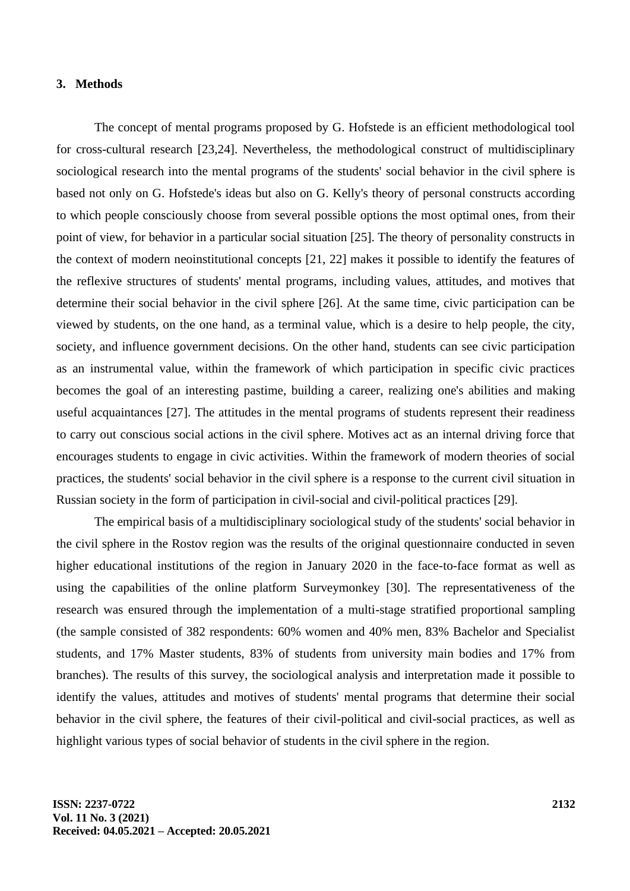## 3. Methods

The concept of mental programs proposed by G. Hofstede is an efficient methodological tool for cross-cultural research [23,24]. Nevertheless, the methodological construct of multidisciplinary sociological research into the mental programs of the students' social behavior in the civil sphere is based not only on G. Hofstede's ideas but also on G. Kelly's theory of personal constructs according to which people consciously choose from several possible options the most optimal ones, from their point of view, for behavior in a particular social situation [25]. The theory of personality constructs in the context of modern neoinstitutional concepts [21, 22] makes it possible to identify the features of the reflexive structures of students' mental programs, including values, attitudes, and motives that determine their social behavior in the civil sphere [26]. At the same time, civic participation can be viewed by students, on the one hand, as a terminal value, which is a desire to help people, the city, society, and influence government decisions. On the other hand, students can see civic participation as an instrumental value, within the framework of which participation in specific civic practices becomes the goal of an interesting pastime, building a career, realizing one's abilities and making useful acquaintances [27]. The attitudes in the mental programs of students represent their readiness to carry out conscious social actions in the civil sphere. Motives act as an internal driving force that encourages students to engage in civic activities. Within the framework of modern theories of social practices, the students' social behavior in the civil sphere is a response to the current civil situation in Russian society in the form of participation in civil-social and civil-political practices [29].

The empirical basis of a multidisciplinary sociological study of the students' social behavior in the civil sphere in the Rostov region was the results of the original questionnaire conducted in seven higher educational institutions of the region in January 2020 in the face-to-face format as well as using the capabilities of the online platform Surveymonkey [30]. The representativeness of the research was ensured through the implementation of a multi-stage stratified proportional sampling (the sample consisted of 382 respondents: 60% women and 40% men, 83% Bachelor and Specialist students, and 17% Master students, 83% of students from university main bodies and 17% from branches). The results of this survey, the sociological analysis and interpretation made it possible to identify the values, attitudes and motives of students' mental programs that determine their social behavior in the civil sphere, the features of their civil-political and civil-social practices, as well as highlight various types of social behavior of students in the civil sphere in the region.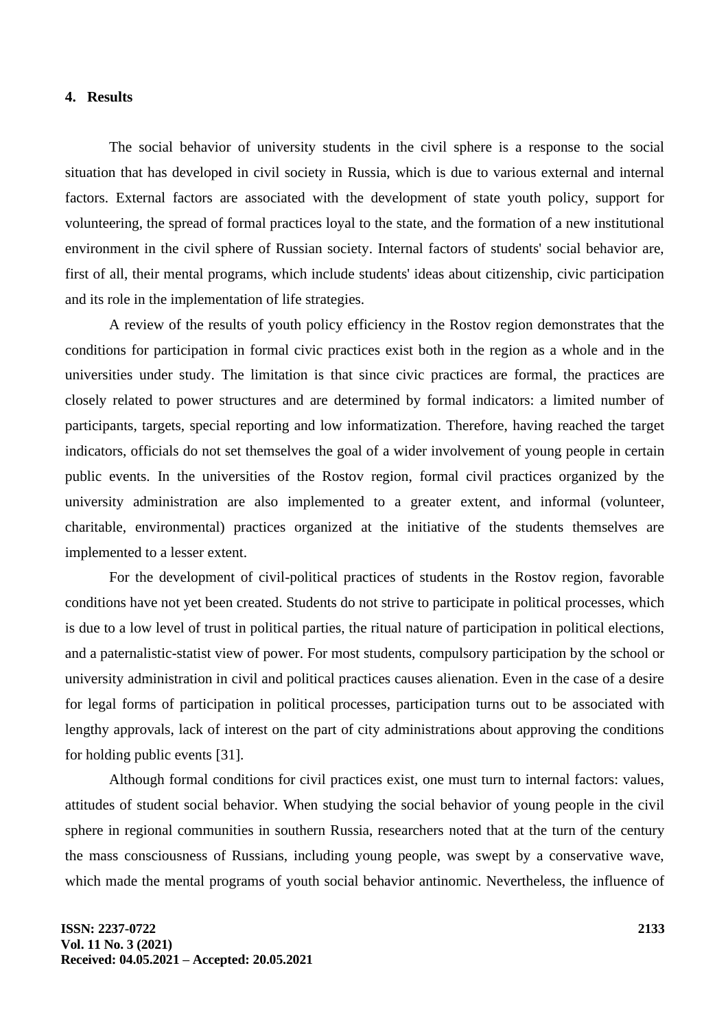## 4. Results

The social behavior of university students in the civil sphere is a response to the social situation that has developed in civil society in Russia, which is due to various external and internal factors. External factors are associated with the development of state youth policy, support for volunteering, the spread of formal practices loyal to the state, and the formation of a new institutional environment in the civil sphere of Russian society. Internal factors of students' social behavior are, first of all, their mental programs, which include students' ideas about citizenship, civic participation and its role in the implementation of life strategies.

A review of the results of youth policy efficiency in the Rostov region demonstrates that the conditions for participation in formal civic practices exist both in the region as a whole and in the universities under study. The limitation is that since civic practices are formal, the practices are closely related to power structures and are determined by formal indicators: a limited number of participants, targets, special reporting and low informatization. Therefore, having reached the target indicators, officials do not set themselves the goal of a wider involvement of young people in certain public events. In the universities of the Rostov region, formal civil practices organized by the university administration are also implemented to a greater extent, and informal (volunteer, charitable, environmental) practices organized at the initiative of the students themselves are implemented to a lesser extent.

For the development of civil-political practices of students in the Rostov region, favorable conditions have not yet been created. Students do not strive to participate in political processes, which is due to a low level of trust in political parties, the ritual nature of participation in political elections, and a paternalistic-statist view of power. For most students, compulsory participation by the school or university administration in civil and political practices causes alienation. Even in the case of a desire for legal forms of participation in political processes, participation turns out to be associated with lengthy approvals, lack of interest on the part of city administrations about approving the conditions for holding public events [31].

Although formal conditions for civil practices exist, one must turn to internal factors: values, attitudes of student social behavior. When studying the social behavior of young people in the civil sphere in regional communities in southern Russia, researchers noted that at the turn of the century the mass consciousness of Russians, including young people, was swept by a conservative wave, which made the mental programs of youth social behavior antinomic. Nevertheless, the influence of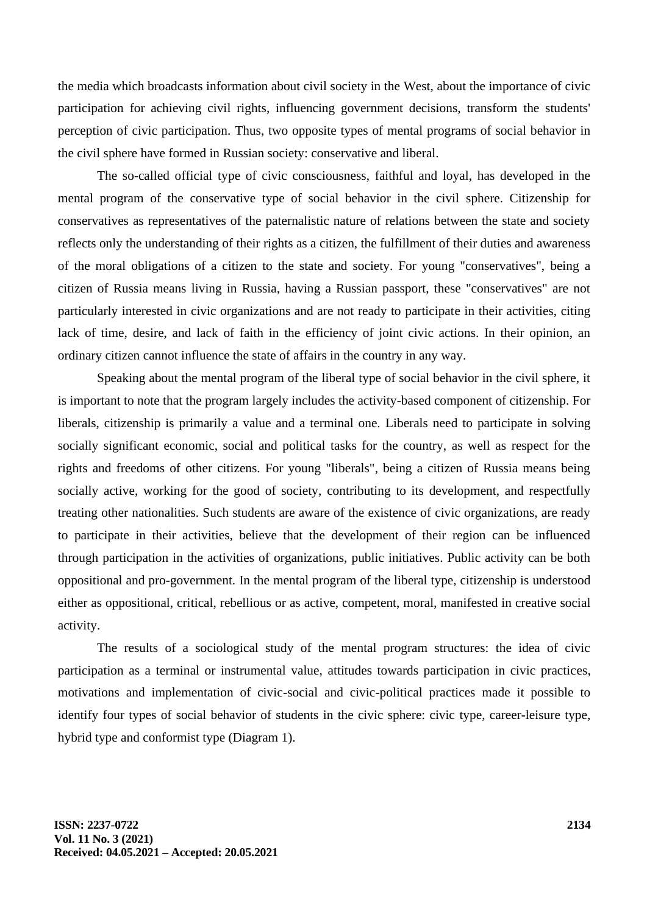the media which broadcasts information about civil society in the West, about the importance of civic participation for achieving civil rights, influencing government decisions, transform the students' perception of civic participation. Thus, two opposite types of mental programs of social behavior in the civil sphere have formed in Russian society: conservative and liberal.

The so-called official type of civic consciousness, faithful and loyal, has developed in the mental program of the conservative type of social behavior in the civil sphere. Citizenship for conservatives as representatives of the paternalistic nature of relations between the state and society reflects only the understanding of their rights as a citizen, the fulfillment of their duties and awareness of the moral obligations of a citizen to the state and society. For young "conservatives", being a citizen of Russia means living in Russia, having a Russian passport, these "conservatives" are not particularly interested in civic organizations and are not ready to participate in their activities, citing lack of time, desire, and lack of faith in the efficiency of joint civic actions. In their opinion, an ordinary citizen cannot influence the state of affairs in the country in any way.

Speaking about the mental program of the liberal type of social behavior in the civil sphere, it is important to note that the program largely includes the activity-based component of citizenship. For liberals, citizenship is primarily a value and a terminal one. Liberals need to participate in solving socially significant economic, social and political tasks for the country, as well as respect for the rights and freedoms of other citizens. For young "liberals", being a citizen of Russia means being socially active, working for the good of society, contributing to its development, and respectfully treating other nationalities. Such students are aware of the existence of civic organizations, are ready to participate in their activities, believe that the development of their region can be influenced through participation in the activities of organizations, public initiatives. Public activity can be both oppositional and pro-government. In the mental program of the liberal type, citizenship is understood either as oppositional, critical, rebellious or as active, competent, moral, manifested in creative social activity.

The results of a sociological study of the mental program structures: the idea of civic participation as a terminal or instrumental value, attitudes towards participation in civic practices, motivations and implementation of civic-social and civic-political practices made it possible to identify four types of social behavior of students in the civic sphere: civic type, career-leisure type, hybrid type and conformist type (Diagram 1).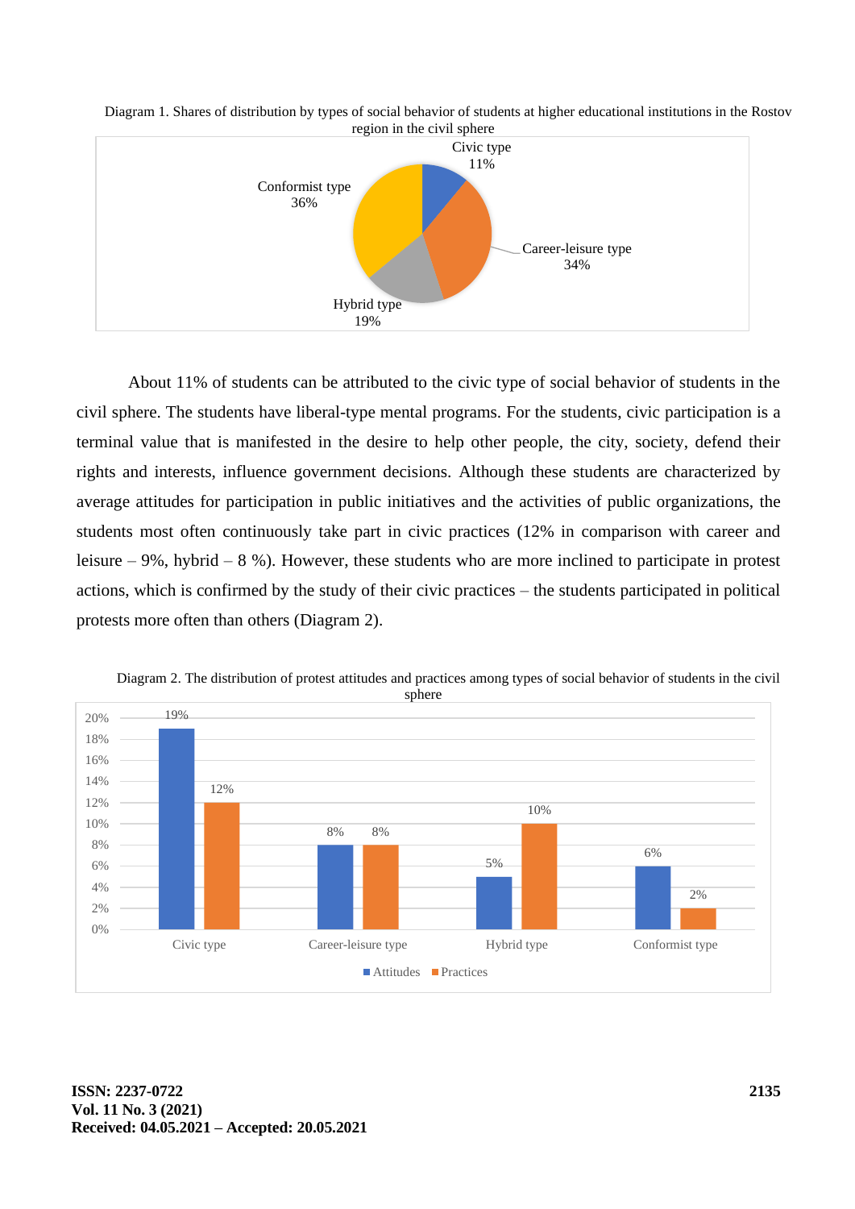Diagram 1. Shares of distribution by types of social behavior of students at higher educational institutions in the Rostov region in the civil sphere

| Type | Share |
|---|---|
| Civic type | 11% |
| Career-leisure type | 34% |
| Hybrid type | 19% |
| Conformist type | 36% |

About 11% of students can be attributed to the civic type of social behavior of students in the civil sphere. The students have liberal-type mental programs. For the students, civic participation is a terminal value that is manifested in the desire to help other people, the city, society, defend their rights and interests, influence government decisions. Although these students are characterized by average attitudes for participation in public initiatives and the activities of public organizations, the students most often continuously take part in civic practices (12% in comparison with career and leisure – 9%, hybrid – 8 %). However, these students who are more inclined to participate in protest actions, which is confirmed by the study of their civic practices – the students participated in political protests more often than others (Diagram 2).

Diagram 2. The distribution of protest attitudes and practices among types of social behavior of students in the civil sphere

| Type | Attitudes | Practices |
|---|---|---|
| Civic type | 19% | 12% |
| Career-leisure type | 8% | 8% |
| Hybrid type | 5% | 10% |
| Conformist type | 6% | 2% |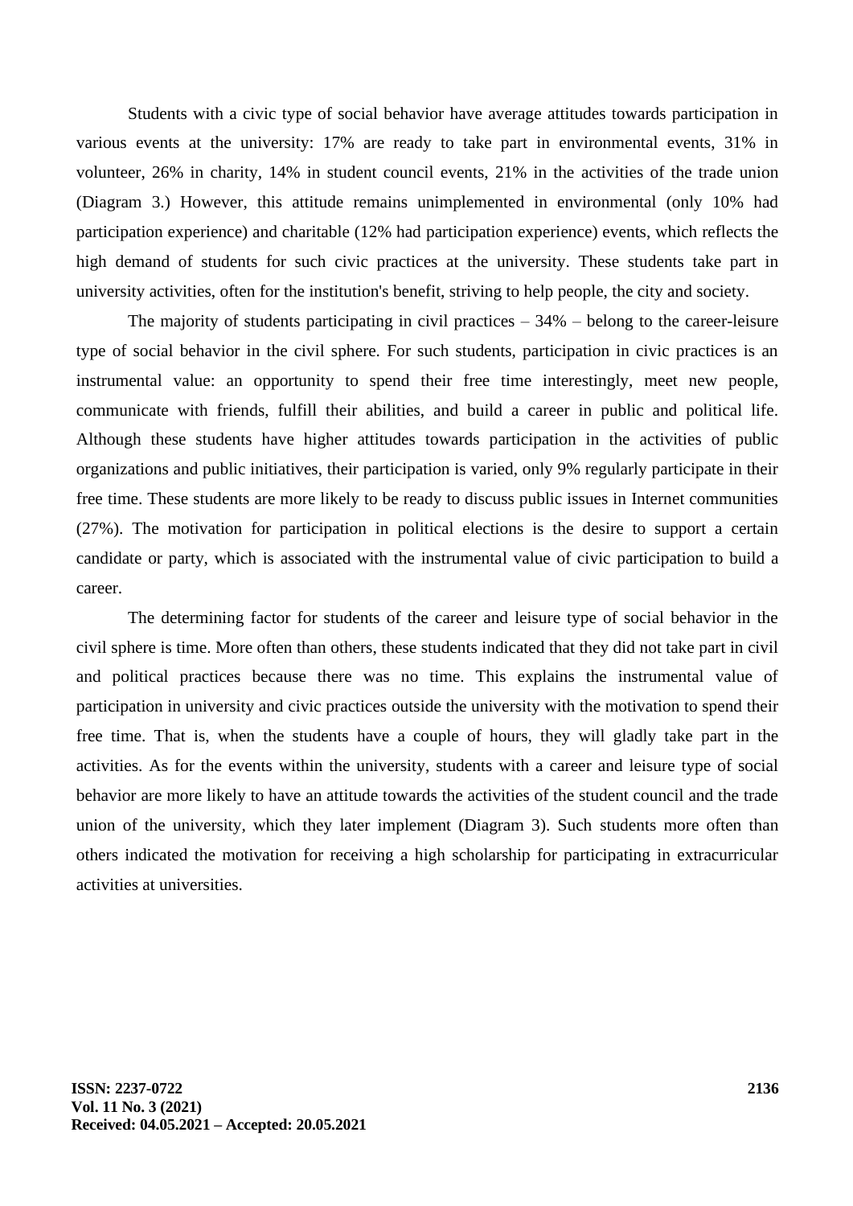Students with a civic type of social behavior have average attitudes towards participation in various events at the university: 17% are ready to take part in environmental events, 31% in volunteer, 26% in charity, 14% in student council events, 21% in the activities of the trade union (Diagram 3.) However, this attitude remains unimplemented in environmental (only 10% had participation experience) and charitable (12% had participation experience) events, which reflects the high demand of students for such civic practices at the university. These students take part in university activities, often for the institution's benefit, striving to help people, the city and society.

The majority of students participating in civil practices – 34% – belong to the career-leisure type of social behavior in the civil sphere. For such students, participation in civic practices is an instrumental value: an opportunity to spend their free time interestingly, meet new people, communicate with friends, fulfill their abilities, and build a career in public and political life. Although these students have higher attitudes towards participation in the activities of public organizations and public initiatives, their participation is varied, only 9% regularly participate in their free time. These students are more likely to be ready to discuss public issues in Internet communities (27%). The motivation for participation in political elections is the desire to support a certain candidate or party, which is associated with the instrumental value of civic participation to build a career.

The determining factor for students of the career and leisure type of social behavior in the civil sphere is time. More often than others, these students indicated that they did not take part in civil and political practices because there was no time. This explains the instrumental value of participation in university and civic practices outside the university with the motivation to spend their free time. That is, when the students have a couple of hours, they will gladly take part in the activities. As for the events within the university, students with a career and leisure type of social behavior are more likely to have an attitude towards the activities of the student council and the trade union of the university, which they later implement (Diagram 3). Such students more often than others indicated the motivation for receiving a high scholarship for participating in extracurricular activities at universities.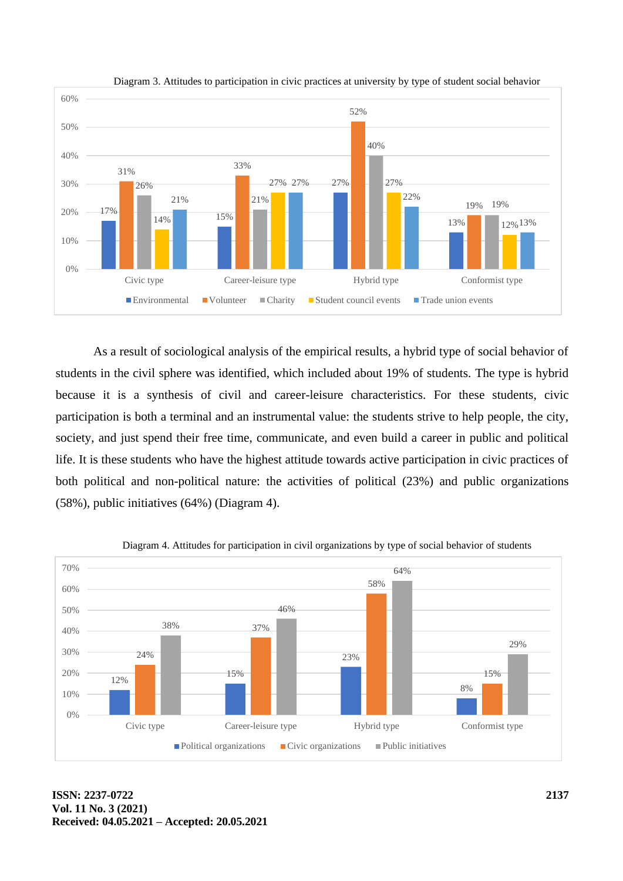Diagram 3. Attitudes to participation in civic practices at university by type of student social behavior

| | Environmental | Volunteer | Charity | Student council events | Trade union events |
|---|---|---|---|---|---|
| Civic type | 17% | 31% | 26% | 14% | 21% |
| Career-leisure type | 15% | 33% | 21% | 27% | 27% |
| Hybrid type | 27% | 52% | 40% | 27% | 22% |
| Conformist type | 13% | 19% | 19% | 12% | 13% |

As a result of sociological analysis of the empirical results, a hybrid type of social behavior of students in the civil sphere was identified, which included about 19% of students. The type is hybrid because it is a synthesis of civil and career-leisure characteristics. For these students, civic participation is both a terminal and an instrumental value: the students strive to help people, the city, society, and just spend their free time, communicate, and even build a career in public and political life. It is these students who have the highest attitude towards active participation in civic practices of both political and non-political nature: the activities of political (23%) and public organizations (58%), public initiatives (64%) (Diagram 4).

Diagram 4. Attitudes for participation in civil organizations by type of social behavior of students

| | Political organizations | Civic organizations | Public initiatives |
|---|---|---|---|
| Civic type | 12% | 24% | 38% |
| Career-leisure type | 15% | 37% | 46% |
| Hybrid type | 23% | 58% | 64% |
| Conformist type | 8% | 15% | 29% |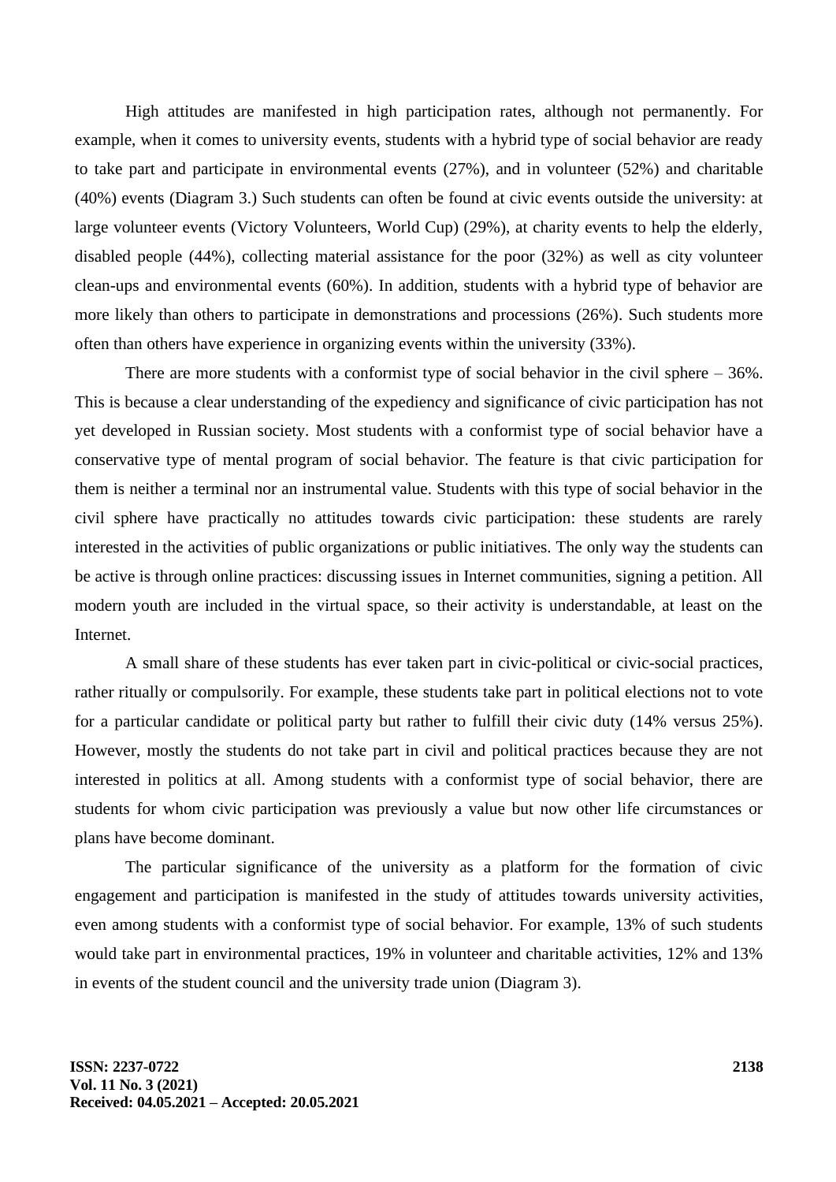High attitudes are manifested in high participation rates, although not permanently. For example, when it comes to university events, students with a hybrid type of social behavior are ready to take part and participate in environmental events (27%), and in volunteer (52%) and charitable (40%) events (Diagram 3.) Such students can often be found at civic events outside the university: at large volunteer events (Victory Volunteers, World Cup) (29%), at charity events to help the elderly, disabled people (44%), collecting material assistance for the poor (32%) as well as city volunteer clean-ups and environmental events (60%). In addition, students with a hybrid type of behavior are more likely than others to participate in demonstrations and processions (26%). Such students more often than others have experience in organizing events within the university (33%).

There are more students with a conformist type of social behavior in the civil sphere – 36%. This is because a clear understanding of the expediency and significance of civic participation has not yet developed in Russian society. Most students with a conformist type of social behavior have a conservative type of mental program of social behavior. The feature is that civic participation for them is neither a terminal nor an instrumental value. Students with this type of social behavior in the civil sphere have practically no attitudes towards civic participation: these students are rarely interested in the activities of public organizations or public initiatives. The only way the students can be active is through online practices: discussing issues in Internet communities, signing a petition. All modern youth are included in the virtual space, so their activity is understandable, at least on the Internet.

A small share of these students has ever taken part in civic-political or civic-social practices, rather ritually or compulsorily. For example, these students take part in political elections not to vote for a particular candidate or political party but rather to fulfill their civic duty (14% versus 25%). However, mostly the students do not take part in civil and political practices because they are not interested in politics at all. Among students with a conformist type of social behavior, there are students for whom civic participation was previously a value but now other life circumstances or plans have become dominant.

The particular significance of the university as a platform for the formation of civic engagement and participation is manifested in the study of attitudes towards university activities, even among students with a conformist type of social behavior. For example, 13% of such students would take part in environmental practices, 19% in volunteer and charitable activities, 12% and 13% in events of the student council and the university trade union (Diagram 3).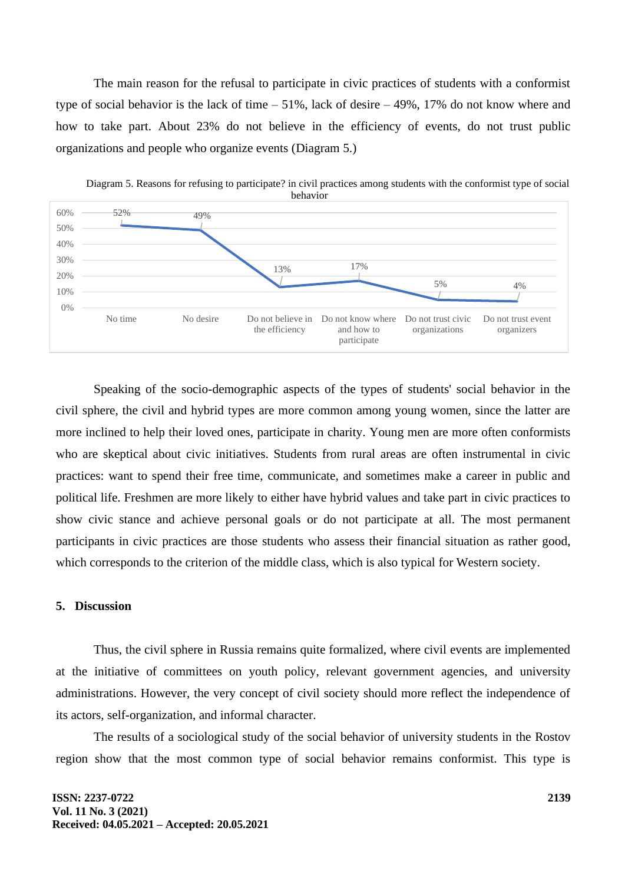The main reason for the refusal to participate in civic practices of students with a conformist type of social behavior is the lack of time – 51%, lack of desire – 49%, 17% do not know where and how to take part. About 23% do not believe in the efficiency of events, do not trust public organizations and people who organize events (Diagram 5.)

Diagram 5. Reasons for refusing to participate? in civil practices among students with the conformist type of social behavior

| Reason | % |
|---|---|
| No time | 52% |
| No desire | 49% |
| Do not believe in the efficiency | 13% |
| Do not know where and how to participate | 17% |
| Do not trust civic organizations | 5% |
| Do not trust event organizers | 4% |

Speaking of the socio-demographic aspects of the types of students' social behavior in the civil sphere, the civil and hybrid types are more common among young women, since the latter are more inclined to help their loved ones, participate in charity. Young men are more often conformists who are skeptical about civic initiatives. Students from rural areas are often instrumental in civic practices: want to spend their free time, communicate, and sometimes make a career in public and political life. Freshmen are more likely to either have hybrid values and take part in civic practices to show civic stance and achieve personal goals or do not participate at all. The most permanent participants in civic practices are those students who assess their financial situation as rather good, which corresponds to the criterion of the middle class, which is also typical for Western society.

## 5. Discussion

Thus, the civil sphere in Russia remains quite formalized, where civil events are implemented at the initiative of committees on youth policy, relevant government agencies, and university administrations. However, the very concept of civil society should more reflect the independence of its actors, self-organization, and informal character.

The results of a sociological study of the social behavior of university students in the Rostov region show that the most common type of social behavior remains conformist. This type is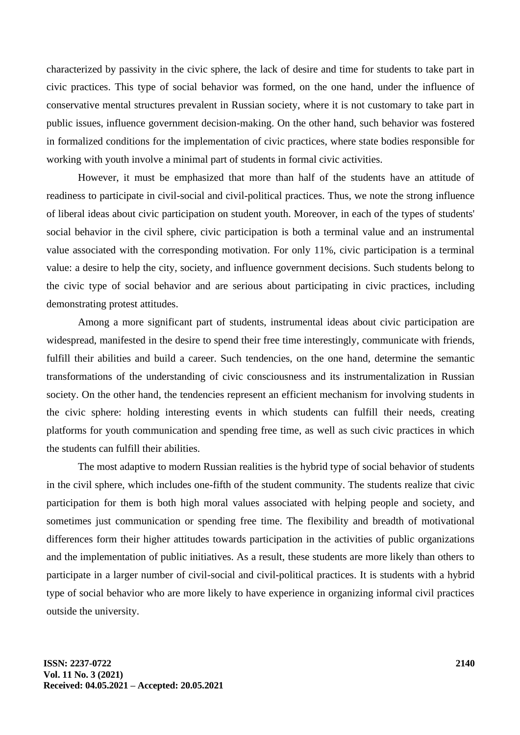characterized by passivity in the civic sphere, the lack of desire and time for students to take part in civic practices. This type of social behavior was formed, on the one hand, under the influence of conservative mental structures prevalent in Russian society, where it is not customary to take part in public issues, influence government decision-making. On the other hand, such behavior was fostered in formalized conditions for the implementation of civic practices, where state bodies responsible for working with youth involve a minimal part of students in formal civic activities.

However, it must be emphasized that more than half of the students have an attitude of readiness to participate in civil-social and civil-political practices. Thus, we note the strong influence of liberal ideas about civic participation on student youth. Moreover, in each of the types of students' social behavior in the civil sphere, civic participation is both a terminal value and an instrumental value associated with the corresponding motivation. For only 11%, civic participation is a terminal value: a desire to help the city, society, and influence government decisions. Such students belong to the civic type of social behavior and are serious about participating in civic practices, including demonstrating protest attitudes.

Among a more significant part of students, instrumental ideas about civic participation are widespread, manifested in the desire to spend their free time interestingly, communicate with friends, fulfill their abilities and build a career. Such tendencies, on the one hand, determine the semantic transformations of the understanding of civic consciousness and its instrumentalization in Russian society. On the other hand, the tendencies represent an efficient mechanism for involving students in the civic sphere: holding interesting events in which students can fulfill their needs, creating platforms for youth communication and spending free time, as well as such civic practices in which the students can fulfill their abilities.

The most adaptive to modern Russian realities is the hybrid type of social behavior of students in the civil sphere, which includes one-fifth of the student community. The students realize that civic participation for them is both high moral values associated with helping people and society, and sometimes just communication or spending free time. The flexibility and breadth of motivational differences form their higher attitudes towards participation in the activities of public organizations and the implementation of public initiatives. As a result, these students are more likely than others to participate in a larger number of civil-social and civil-political practices. It is students with a hybrid type of social behavior who are more likely to have experience in organizing informal civil practices outside the university.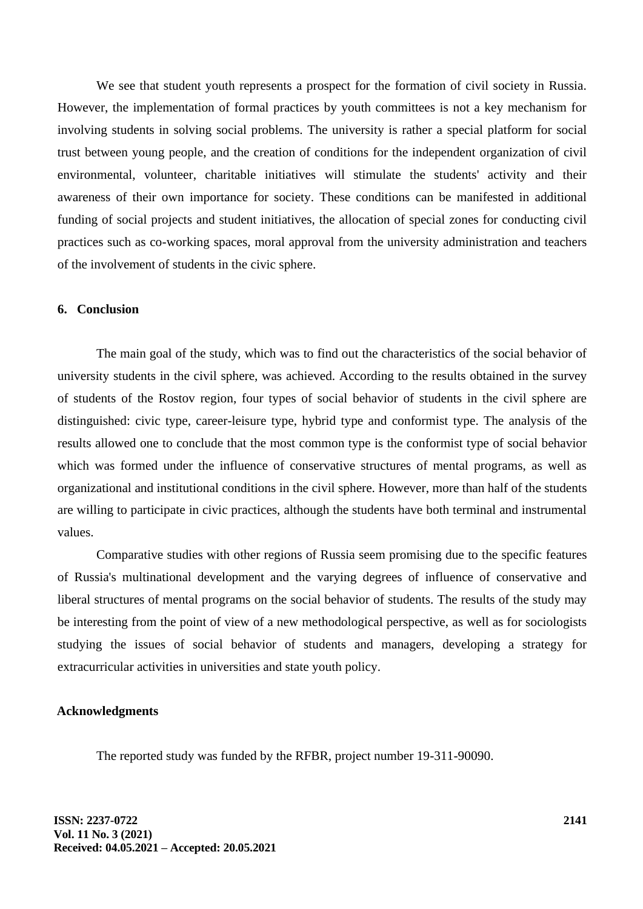We see that student youth represents a prospect for the formation of civil society in Russia. However, the implementation of formal practices by youth committees is not a key mechanism for involving students in solving social problems. The university is rather a special platform for social trust between young people, and the creation of conditions for the independent organization of civil environmental, volunteer, charitable initiatives will stimulate the students' activity and their awareness of their own importance for society. These conditions can be manifested in additional funding of social projects and student initiatives, the allocation of special zones for conducting civil practices such as co-working spaces, moral approval from the university administration and teachers of the involvement of students in the civic sphere.

## 6. Conclusion

The main goal of the study, which was to find out the characteristics of the social behavior of university students in the civil sphere, was achieved. According to the results obtained in the survey of students of the Rostov region, four types of social behavior of students in the civil sphere are distinguished: civic type, career-leisure type, hybrid type and conformist type. The analysis of the results allowed one to conclude that the most common type is the conformist type of social behavior which was formed under the influence of conservative structures of mental programs, as well as organizational and institutional conditions in the civil sphere. However, more than half of the students are willing to participate in civic practices, although the students have both terminal and instrumental values.

Comparative studies with other regions of Russia seem promising due to the specific features of Russia's multinational development and the varying degrees of influence of conservative and liberal structures of mental programs on the social behavior of students. The results of the study may be interesting from the point of view of a new methodological perspective, as well as for sociologists studying the issues of social behavior of students and managers, developing a strategy for extracurricular activities in universities and state youth policy.

## Acknowledgments

The reported study was funded by the RFBR, project number 19-311-90090.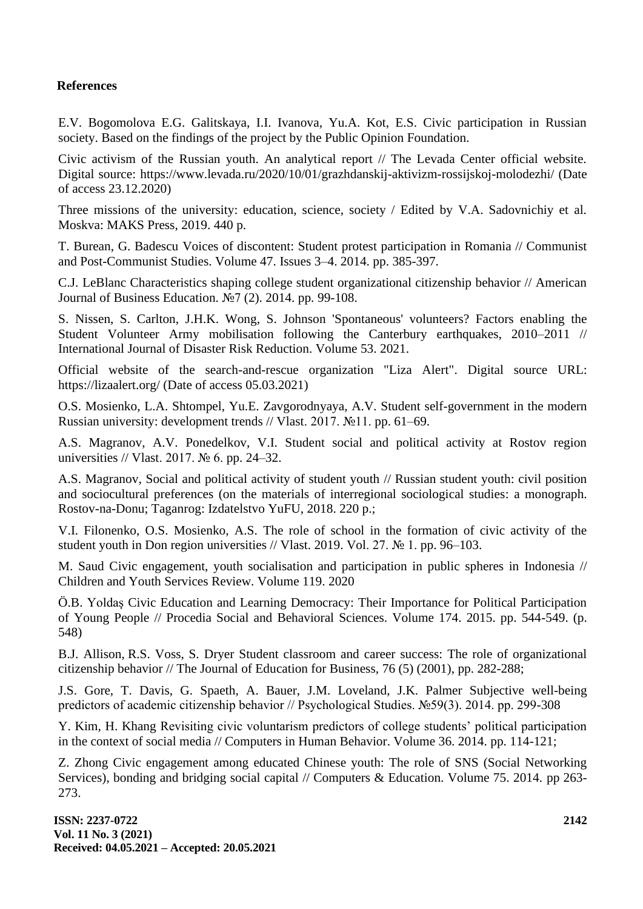**References**

E.V. Bogomolova E.G. Galitskaya, I.I. Ivanova, Yu.A. Kot, E.S. Civic participation in Russian society. Based on the findings of the project by the Public Opinion Foundation.

Civic activism of the Russian youth. An analytical report // The Levada Center official website. Digital source: https://www.levada.ru/2020/10/01/grazhdanskij-aktivizm-rossijskoj-molodezhi/ (Date of access 23.12.2020)

Three missions of the university: education, science, society / Edited by V.A. Sadovnichiy et al. Moskva: MAKS Press, 2019. 440 p.

T. Burean, G. Badescu Voices of discontent: Student protest participation in Romania // Communist and Post-Communist Studies. Volume 47. Issues 3–4. 2014. pp. 385-397.

C.J. LeBlanc Characteristics shaping college student organizational citizenship behavior // American Journal of Business Education. №7 (2). 2014. pp. 99-108.

S. Nissen, S. Carlton, J.H.K. Wong, S. Johnson 'Spontaneous' volunteers? Factors enabling the Student Volunteer Army mobilisation following the Canterbury earthquakes, 2010–2011 // International Journal of Disaster Risk Reduction. Volume 53. 2021.

Official website of the search-and-rescue organization "Liza Alert". Digital source URL: https://lizaalert.org/ (Date of access 05.03.2021)

O.S. Mosienko, L.A. Shtompel, Yu.E. Zavgorodnyaya, A.V. Student self-government in the modern Russian university: development trends // Vlast. 2017. №11. pp. 61–69.

A.S. Magranov, A.V. Ponedelkov, V.I. Student social and political activity at Rostov region universities // Vlast. 2017. № 6. pp. 24–32.

A.S. Magranov, Social and political activity of student youth // Russian student youth: civil position and sociocultural preferences (on the materials of interregional sociological studies: a monograph. Rostov-na-Donu; Taganrog: Izdatelstvo YuFU, 2018. 220 p.;

V.I. Filonenko, O.S. Mosienko, A.S. The role of school in the formation of civic activity of the student youth in Don region universities // Vlast. 2019. Vol. 27. № 1. pp. 96–103.

M. Saud Civic engagement, youth socialisation and participation in public spheres in Indonesia // Children and Youth Services Review. Volume 119. 2020

Ö.B. Yoldaş Civic Education and Learning Democracy: Their Importance for Political Participation of Young People // Procedia Social and Behavioral Sciences. Volume 174. 2015. pp. 544-549. (p. 548)

B.J. Allison, R.S. Voss, S. Dryer Student classroom and career success: The role of organizational citizenship behavior // The Journal of Education for Business, 76 (5) (2001), pp. 282-288;

J.S. Gore, T. Davis, G. Spaeth, A. Bauer, J.M. Loveland, J.K. Palmer Subjective well-being predictors of academic citizenship behavior // Psychological Studies. №59(3). 2014. pp. 299-308

Y. Kim, H. Khang Revisiting civic voluntarism predictors of college students' political participation in the context of social media // Computers in Human Behavior. Volume 36. 2014. pp. 114-121;

Z. Zhong Civic engagement among educated Chinese youth: The role of SNS (Social Networking Services), bonding and bridging social capital // Computers & Education. Volume 75. 2014. pp 263-273.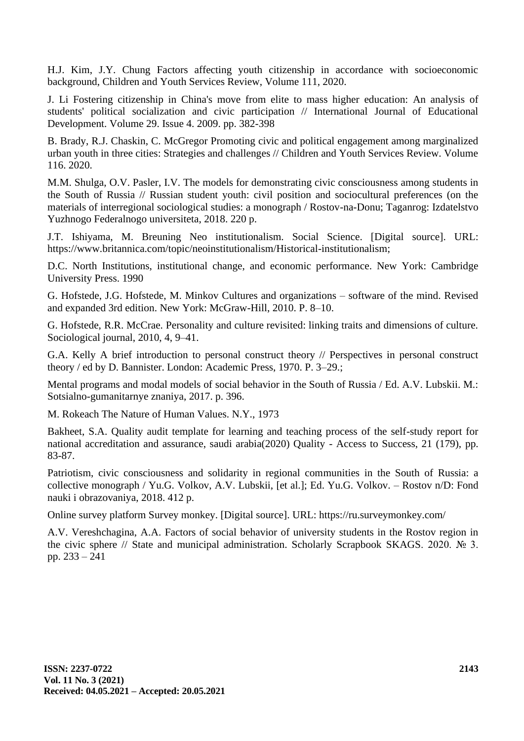H.J. Kim, J.Y. Chung Factors affecting youth citizenship in accordance with socioeconomic background, Children and Youth Services Review, Volume 111, 2020.

J. Li Fostering citizenship in China's move from elite to mass higher education: An analysis of students' political socialization and civic participation // International Journal of Educational Development. Volume 29. Issue 4. 2009. pp. 382-398

B. Brady, R.J. Chaskin, C. McGregor Promoting civic and political engagement among marginalized urban youth in three cities: Strategies and challenges // Children and Youth Services Review. Volume 116. 2020.

M.M. Shulga, O.V. Pasler, I.V. The models for demonstrating civic consciousness among students in the South of Russia // Russian student youth: civil position and sociocultural preferences (on the materials of interregional sociological studies: a monograph / Rostov-na-Donu; Taganrog: Izdatelstvo Yuzhnogo Federalnogo universiteta, 2018. 220 p.

J.T. Ishiyama, M. Breuning Neo institutionalism. Social Science. [Digital source]. URL: https://www.britannica.com/topic/neoinstitutionalism/Historical-institutionalism;

D.C. North Institutions, institutional change, and economic performance. New York: Cambridge University Press. 1990

G. Hofstede, J.G. Hofstede, M. Minkov Cultures and organizations – software of the mind. Revised and expanded 3rd edition. New York: McGraw-Hill, 2010. P. 8–10.

G. Hofstede, R.R. McCrae. Personality and culture revisited: linking traits and dimensions of culture. Sociological journal, 2010, 4, 9–41.

G.A. Kelly A brief introduction to personal construct theory // Perspectives in personal construct theory / ed by D. Bannister. London: Academic Press, 1970. P. 3–29.;

Mental programs and modal models of social behavior in the South of Russia / Ed. A.V. Lubskii. M.: Sotsialno-gumanitarnye znaniya, 2017. p. 396.

M. Rokeach The Nature of Human Values. N.Y., 1973

Bakheet, S.A. Quality audit template for learning and teaching process of the self-study report for national accreditation and assurance, saudi arabia(2020) Quality - Access to Success, 21 (179), pp. 83-87.

Patriotism, civic consciousness and solidarity in regional communities in the South of Russia: a collective monograph / Yu.G. Volkov, A.V. Lubskii, [et al.]; Ed. Yu.G. Volkov. – Rostov n/D: Fond nauki i obrazovaniya, 2018. 412 p.

Online survey platform Survey monkey. [Digital source]. URL: https://ru.surveymonkey.com/

A.V. Vereshchagina, A.A. Factors of social behavior of university students in the Rostov region in the civic sphere // State and municipal administration. Scholarly Scrapbook SKAGS. 2020. № 3. pp. 233 – 241